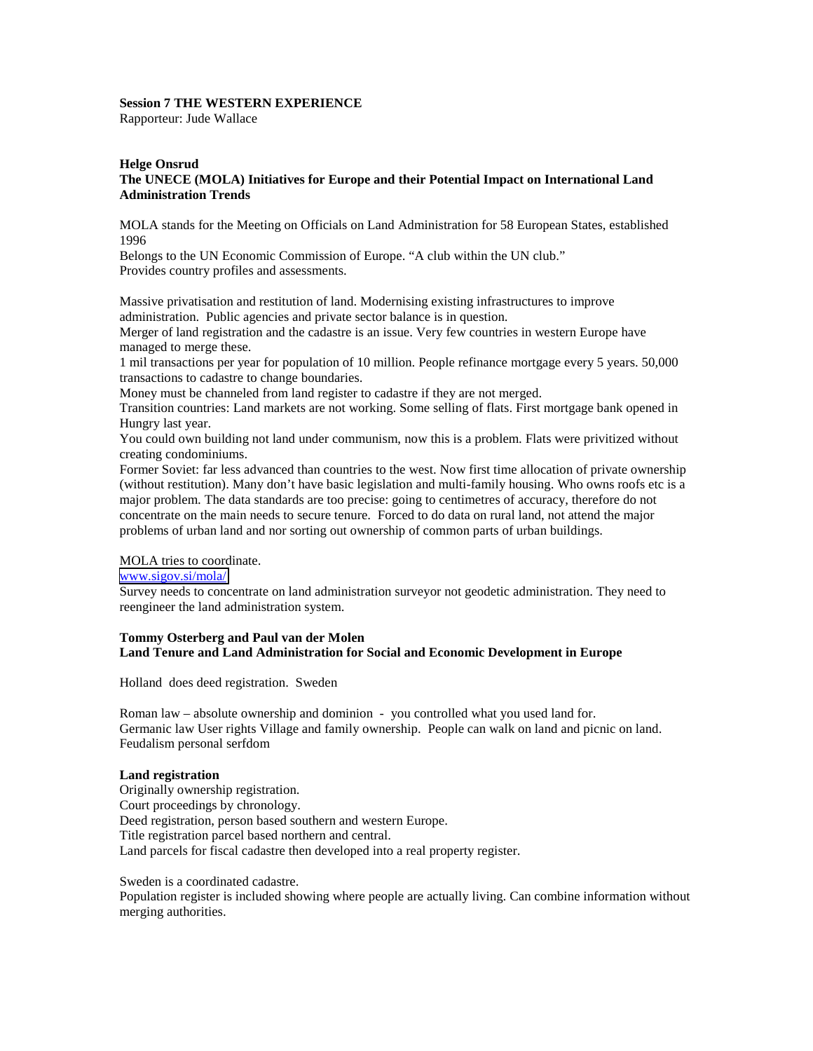**Session 7 THE WESTERN EXPERIENCE**
Rapporteur: Jude Wallace

**Helge Onsrud**
**The UNECE (MOLA) Initiatives for Europe and their Potential Impact on International Land Administration Trends**

MOLA stands for the Meeting on Officials on Land Administration for 58 European States, established 1996
Belongs to the UN Economic Commission of Europe. "A club within the UN club."
Provides country profiles and assessments.

Massive privatisation and restitution of land. Modernising existing infrastructures to improve administration. Public agencies and private sector balance is in question.
Merger of land registration and the cadastre is an issue. Very few countries in western Europe have managed to merge these.
1 mil transactions per year for population of 10 million. People refinance mortgage every 5 years. 50,000 transactions to cadastre to change boundaries.
Money must be channeled from land register to cadastre if they are not merged.
Transition countries: Land markets are not working. Some selling of flats. First mortgage bank opened in Hungry last year.
You could own building not land under communism, now this is a problem. Flats were privitized without creating condominiums.
Former Soviet: far less advanced than countries to the west. Now first time allocation of private ownership (without restitution). Many don't have basic legislation and multi-family housing. Who owns roofs etc is a major problem. The data standards are too precise: going to centimetres of accuracy, therefore do not concentrate on the main needs to secure tenure. Forced to do data on rural land, not attend the major problems of urban land and nor sorting out ownership of common parts of urban buildings.

MOLA tries to coordinate.
www.sigov.si/mola/
Survey needs to concentrate on land administration surveyor not geodetic administration. They need to reengineer the land administration system.

**Tommy Osterberg and Paul van der Molen**
**Land Tenure and Land Administration for Social and Economic Development in Europe**

Holland does deed registration. Sweden

Roman law – absolute ownership and dominion - you controlled what you used land for.
Germanic law User rights Village and family ownership. People can walk on land and picnic on land.
Feudalism personal serfdom

**Land registration**
Originally ownership registration.
Court proceedings by chronology.
Deed registration, person based southern and western Europe.
Title registration parcel based northern and central.
Land parcels for fiscal cadastre then developed into a real property register.

Sweden is a coordinated cadastre.
Population register is included showing where people are actually living. Can combine information without merging authorities.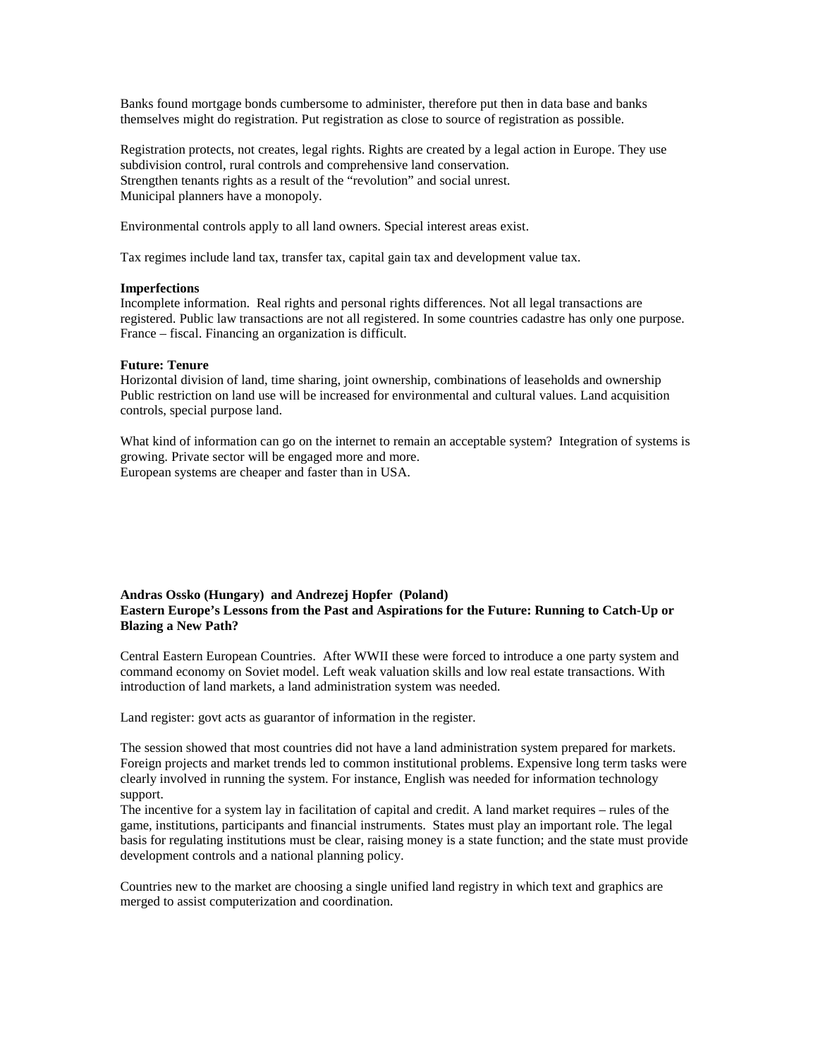Banks found mortgage bonds cumbersome to administer, therefore put then in data base and banks themselves might do registration. Put registration as close to source of registration as possible.

Registration protects, not creates, legal rights. Rights are created by a legal action in Europe. They use subdivision control, rural controls and comprehensive land conservation.
Strengthen tenants rights as a result of the "revolution" and social unrest.
Municipal planners have a monopoly.

Environmental controls apply to all land owners. Special interest areas exist.

Tax regimes include land tax, transfer tax, capital gain tax and development value tax.

**Imperfections**
Incomplete information. Real rights and personal rights differences. Not all legal transactions are registered. Public law transactions are not all registered. In some countries cadastre has only one purpose. France – fiscal. Financing an organization is difficult.

**Future: Tenure**
Horizontal division of land, time sharing, joint ownership, combinations of leaseholds and ownership
Public restriction on land use will be increased for environmental and cultural values. Land acquisition controls, special purpose land.

What kind of information can go on the internet to remain an acceptable system? Integration of systems is growing. Private sector will be engaged more and more.
European systems are cheaper and faster than in USA.

**Andras Ossko (Hungary) and Andrezej Hopfer (Poland)**
**Eastern Europe's Lessons from the Past and Aspirations for the Future: Running to Catch-Up or Blazing a New Path?**

Central Eastern European Countries. After WWII these were forced to introduce a one party system and command economy on Soviet model. Left weak valuation skills and low real estate transactions. With introduction of land markets, a land administration system was needed.

Land register: govt acts as guarantor of information in the register.

The session showed that most countries did not have a land administration system prepared for markets. Foreign projects and market trends led to common institutional problems. Expensive long term tasks were clearly involved in running the system. For instance, English was needed for information technology support.
The incentive for a system lay in facilitation of capital and credit. A land market requires – rules of the game, institutions, participants and financial instruments. States must play an important role. The legal basis for regulating institutions must be clear, raising money is a state function; and the state must provide development controls and a national planning policy.

Countries new to the market are choosing a single unified land registry in which text and graphics are merged to assist computerization and coordination.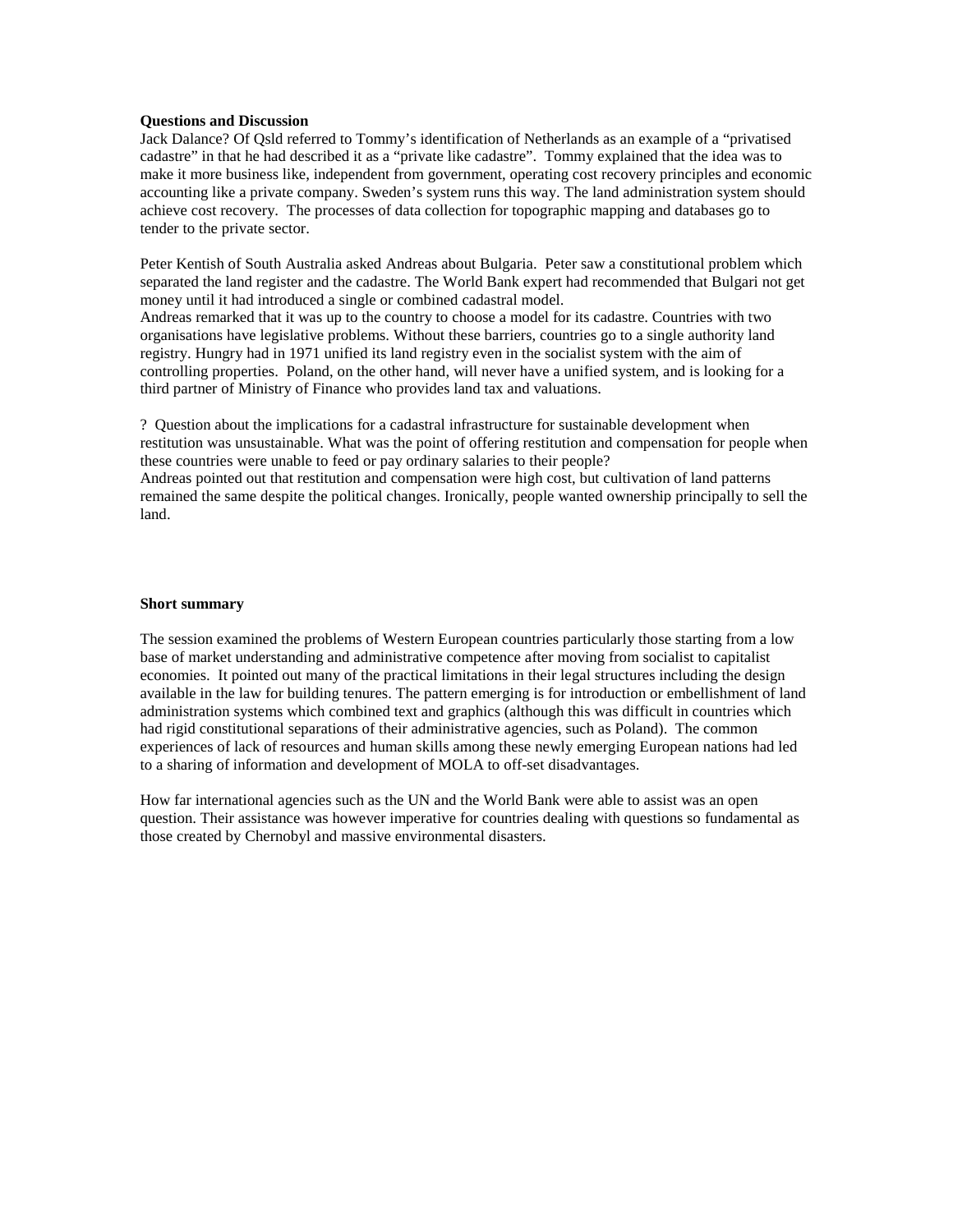**Questions and Discussion**

Jack Dalance? Of Qsld referred to Tommy's identification of Netherlands as an example of a "privatised cadastre" in that he had described it as a "private like cadastre". Tommy explained that the idea was to make it more business like, independent from government, operating cost recovery principles and economic accounting like a private company. Sweden's system runs this way. The land administration system should achieve cost recovery. The processes of data collection for topographic mapping and databases go to tender to the private sector.

Peter Kentish of South Australia asked Andreas about Bulgaria. Peter saw a constitutional problem which separated the land register and the cadastre. The World Bank expert had recommended that Bulgari not get money until it had introduced a single or combined cadastral model.

Andreas remarked that it was up to the country to choose a model for its cadastre. Countries with two organisations have legislative problems. Without these barriers, countries go to a single authority land registry. Hungry had in 1971 unified its land registry even in the socialist system with the aim of controlling properties. Poland, on the other hand, will never have a unified system, and is looking for a third partner of Ministry of Finance who provides land tax and valuations.

? Question about the implications for a cadastral infrastructure for sustainable development when restitution was unsustainable. What was the point of offering restitution and compensation for people when these countries were unable to feed or pay ordinary salaries to their people?

Andreas pointed out that restitution and compensation were high cost, but cultivation of land patterns remained the same despite the political changes. Ironically, people wanted ownership principally to sell the land.

**Short summary**

The session examined the problems of Western European countries particularly those starting from a low base of market understanding and administrative competence after moving from socialist to capitalist economies. It pointed out many of the practical limitations in their legal structures including the design available in the law for building tenures. The pattern emerging is for introduction or embellishment of land administration systems which combined text and graphics (although this was difficult in countries which had rigid constitutional separations of their administrative agencies, such as Poland). The common experiences of lack of resources and human skills among these newly emerging European nations had led to a sharing of information and development of MOLA to off-set disadvantages.

How far international agencies such as the UN and the World Bank were able to assist was an open question. Their assistance was however imperative for countries dealing with questions so fundamental as those created by Chernobyl and massive environmental disasters.